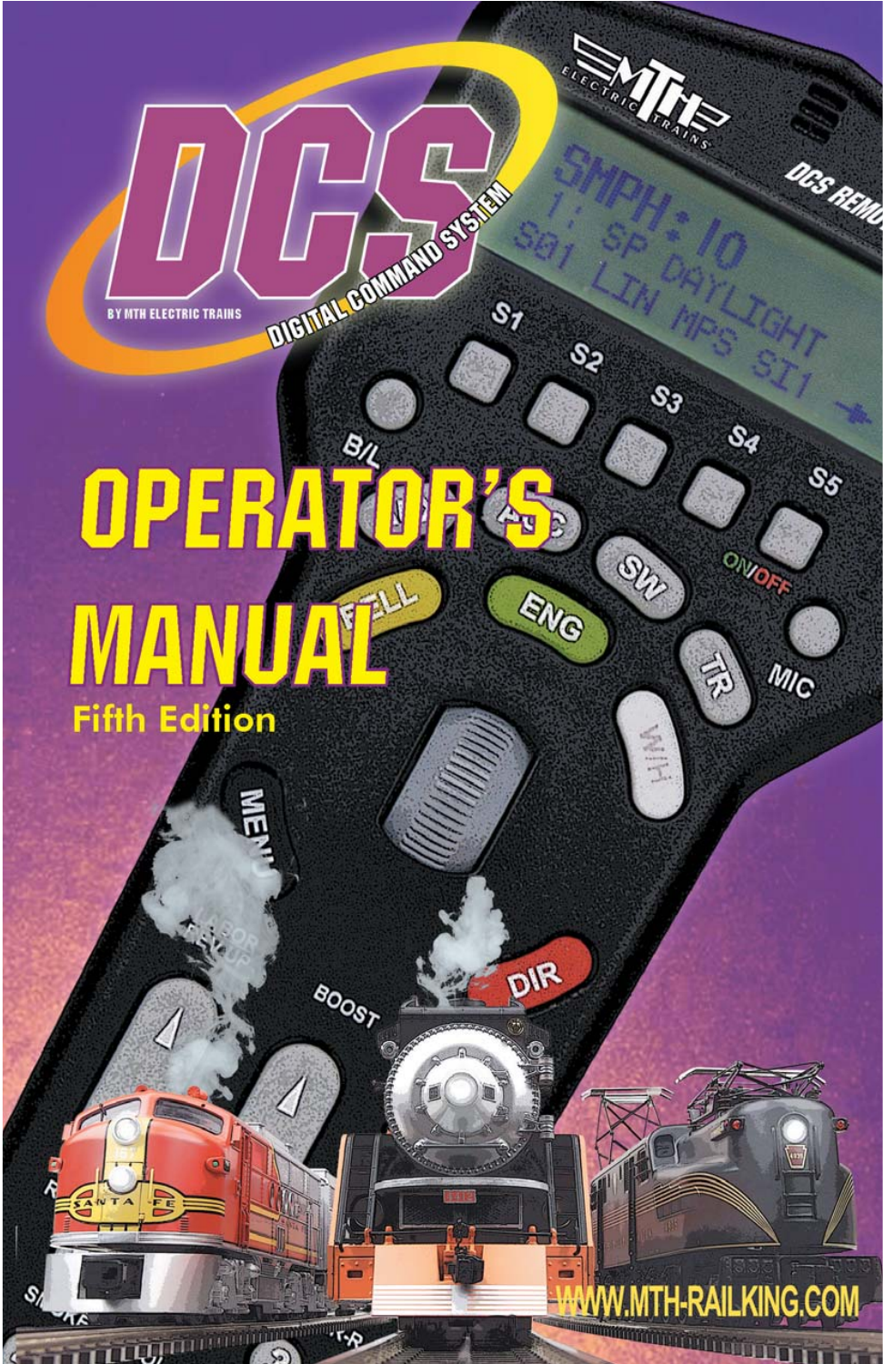# DCS

BY MTH ELECTRIC TRAINS

DIGITAL COMMAND SYSTEM

# OPERATOR'S MANUAL

## Fifth Edition

WWW.MTH-RAILKING.COM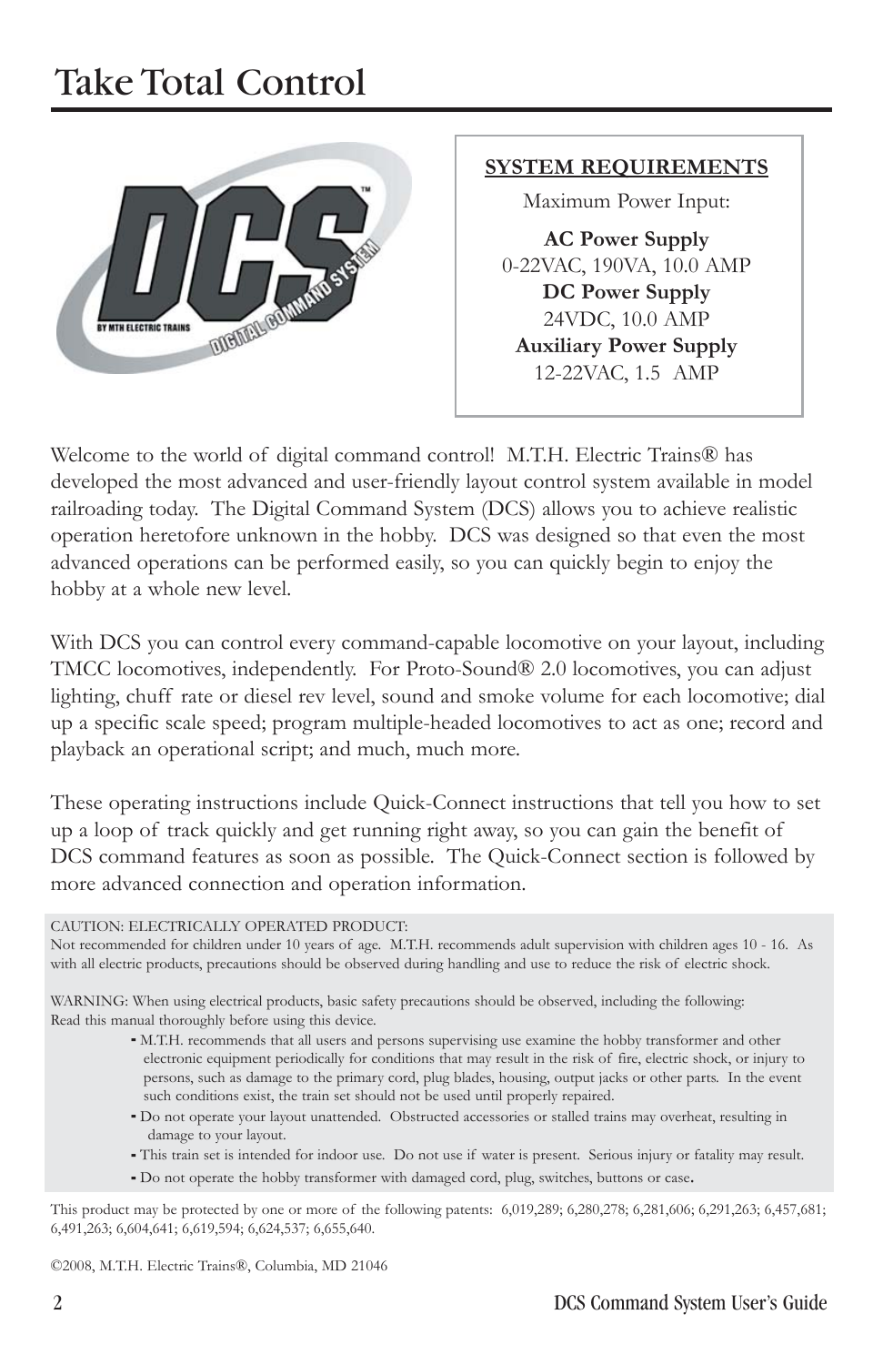# Take Total Control

**SYSTEM REQUIREMENTS**

Maximum Power Input:

**AC Power Supply**
0-22VAC, 190VA, 10.0 AMP

**DC Power Supply**
24VDC, 10.0 AMP

**Auxiliary Power Supply**
12-22VAC, 1.5 AMP

Welcome to the world of digital command control! M.T.H. Electric Trains® has developed the most advanced and user-friendly layout control system available in model railroading today. The Digital Command System (DCS) allows you to achieve realistic operation heretofore unknown in the hobby. DCS was designed so that even the most advanced operations can be performed easily, so you can quickly begin to enjoy the hobby at a whole new level.

With DCS you can control every command-capable locomotive on your layout, including TMCC locomotives, independently. For Proto-Sound® 2.0 locomotives, you can adjust lighting, chuff rate or diesel rev level, sound and smoke volume for each locomotive; dial up a specific scale speed; program multiple-headed locomotives to act as one; record and playback an operational script; and much, much more.

These operating instructions include Quick-Connect instructions that tell you how to set up a loop of track quickly and get running right away, so you can gain the benefit of DCS command features as soon as possible. The Quick-Connect section is followed by more advanced connection and operation information.

CAUTION: ELECTRICALLY OPERATED PRODUCT:
Not recommended for children under 10 years of age. M.T.H. recommends adult supervision with children ages 10 - 16. As with all electric products, precautions should be observed during handling and use to reduce the risk of electric shock.

WARNING: When using electrical products, basic safety precautions should be observed, including the following:
Read this manual thoroughly before using this device.

- M.T.H. recommends that all users and persons supervising use examine the hobby transformer and other electronic equipment periodically for conditions that may result in the risk of fire, electric shock, or injury to persons, such as damage to the primary cord, plug blades, housing, output jacks or other parts. In the event such conditions exist, the train set should not be used until properly repaired.
- Do not operate your layout unattended. Obstructed accessories or stalled trains may overheat, resulting in damage to your layout.
- This train set is intended for indoor use. Do not use if water is present. Serious injury or fatality may result.
- Do not operate the hobby transformer with damaged cord, plug, switches, buttons or case.

This product may be protected by one or more of the following patents: 6,019,289; 6,280,278; 6,281,606; 6,291,263; 6,457,681; 6,491,263; 6,604,641; 6,619,594; 6,624,537; 6,655,640.

©2008, M.T.H. Electric Trains®, Columbia, MD 21046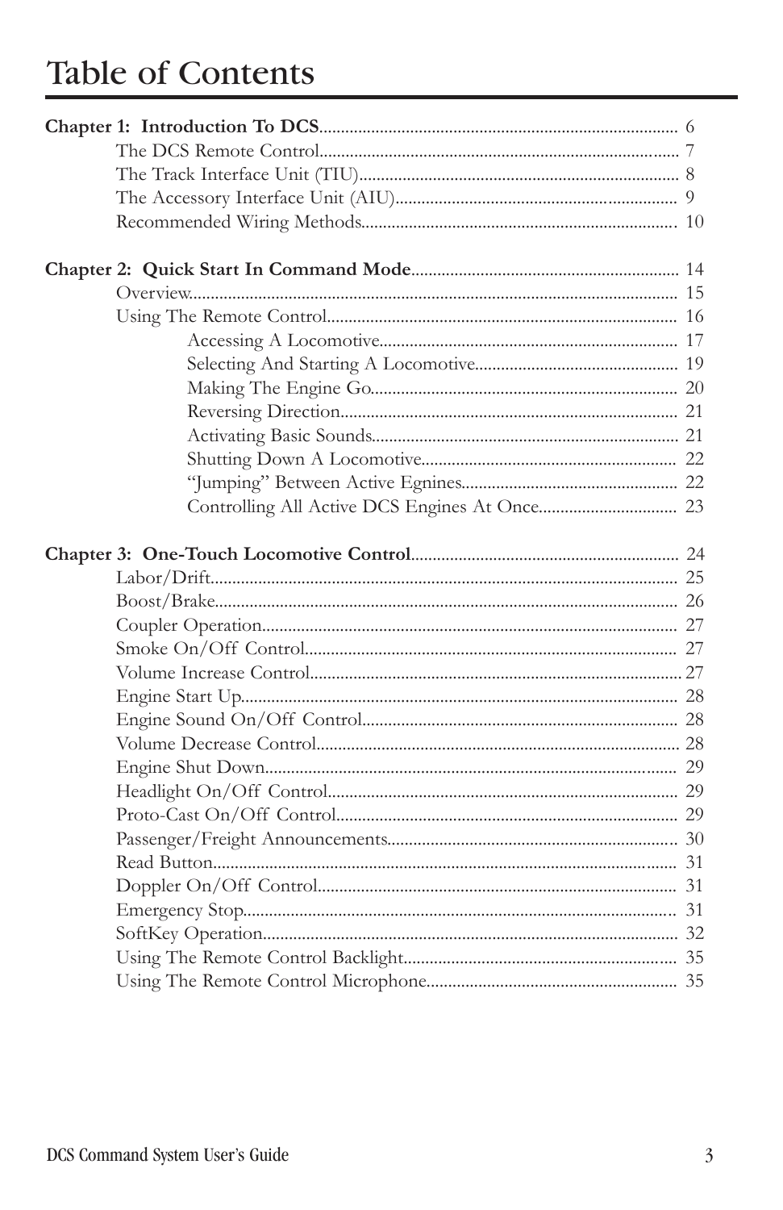# Table of Contents

**Chapter 1: Introduction To DCS** .................... 6
- The DCS Remote Control .................... 7
- The Track Interface Unit (TIU) .................... 8
- The Accessory Interface Unit (AIU) .................... 9
- Recommended Wiring Methods .................... 10

**Chapter 2: Quick Start In Command Mode** .................... 14
- Overview .................... 15
- Using The Remote Control .................... 16
    - Accessing A Locomotive .................... 17
    - Selecting And Starting A Locomotive .................... 19
    - Making The Engine Go .................... 20
    - Reversing Direction .................... 21
    - Activating Basic Sounds .................... 21
    - Shutting Down A Locomotive .................... 22
    - "Jumping" Between Active Egnines .................... 22
    - Controlling All Active DCS Engines At Once .................... 23

**Chapter 3: One-Touch Locomotive Control** .................... 24
- Labor/Drift .................... 25
- Boost/Brake .................... 26
- Coupler Operation .................... 27
- Smoke On/Off Control .................... 27
- Volume Increase Control .................... 27
- Engine Start Up .................... 28
- Engine Sound On/Off Control .................... 28
- Volume Decrease Control .................... 28
- Engine Shut Down .................... 29
- Headlight On/Off Control .................... 29
- Proto-Cast On/Off Control .................... 29
- Passenger/Freight Announcements .................... 30
- Read Button .................... 31
- Doppler On/Off Control .................... 31
- Emergency Stop .................... 31
- SoftKey Operation .................... 32
- Using The Remote Control Backlight .................... 35
- Using The Remote Control Microphone .................... 35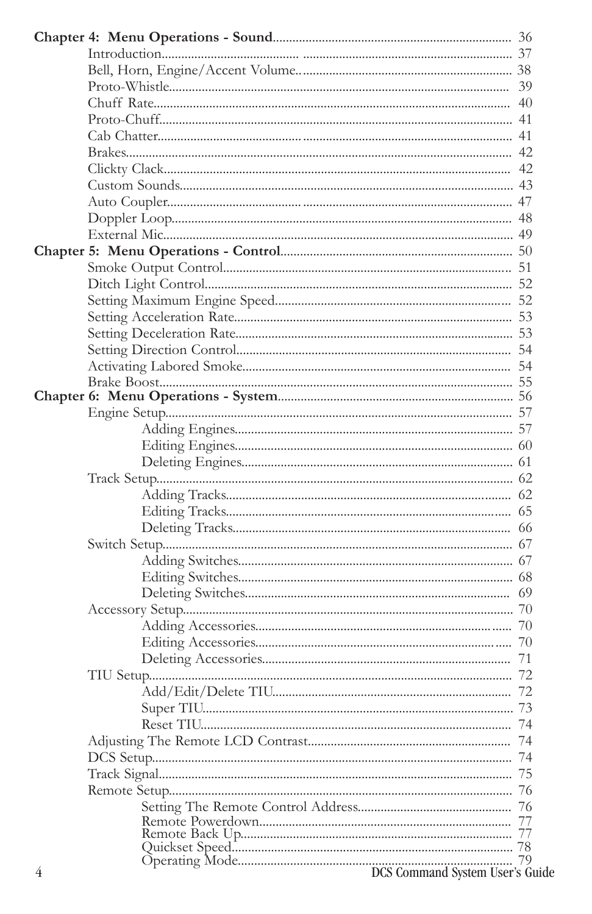**Chapter 4: Menu Operations - Sound** ........ 36
- Introduction ........ 37
- Bell, Horn, Engine/Accent Volume ........ 38
- Proto-Whistle ........ 39
- Chuff Rate ........ 40
- Proto-Chuff ........ 41
- Cab Chatter ........ 41
- Brakes ........ 42
- Clickty Clack ........ 42
- Custom Sounds ........ 43
- Auto Coupler ........ 47
- Doppler Loop ........ 48
- External Mic ........ 49

**Chapter 5: Menu Operations - Control** ........ 50
- Smoke Output Control ........ 51
- Ditch Light Control ........ 52
- Setting Maximum Engine Speed ........ 52
- Setting Acceleration Rate ........ 53
- Setting Deceleration Rate ........ 53
- Setting Direction Control ........ 54
- Activating Labored Smoke ........ 54
- Brake Boost ........ 55

**Chapter 6: Menu Operations - System** ........ 56
- Engine Setup ........ 57
  - Adding Engines ........ 57
  - Editing Engines ........ 60
  - Deleting Engines ........ 61
- Track Setup ........ 62
  - Adding Tracks ........ 62
  - Editing Tracks ........ 65
  - Deleting Tracks ........ 66
- Switch Setup ........ 67
  - Adding Switches ........ 67
  - Editing Switches ........ 68
  - Deleting Switches ........ 69
- Accessory Setup ........ 70
  - Adding Accessories ........ 70
  - Editing Accessories ........ 70
  - Deleting Accessories ........ 71
- TIU Setup ........ 72
  - Add/Edit/Delete TIU ........ 72
  - Super TIU ........ 73
  - Reset TIU ........ 74
- Adjusting The Remote LCD Contrast ........ 74
- DCS Setup ........ 74
- Track Signal ........ 75
- Remote Setup ........ 76
  - Setting The Remote Control Address ........ 76
  - Remote Powerdown ........ 77
  - Remote Back Up ........ 77
  - Quickset Speed ........ 78
  - Operating Mode ........ 79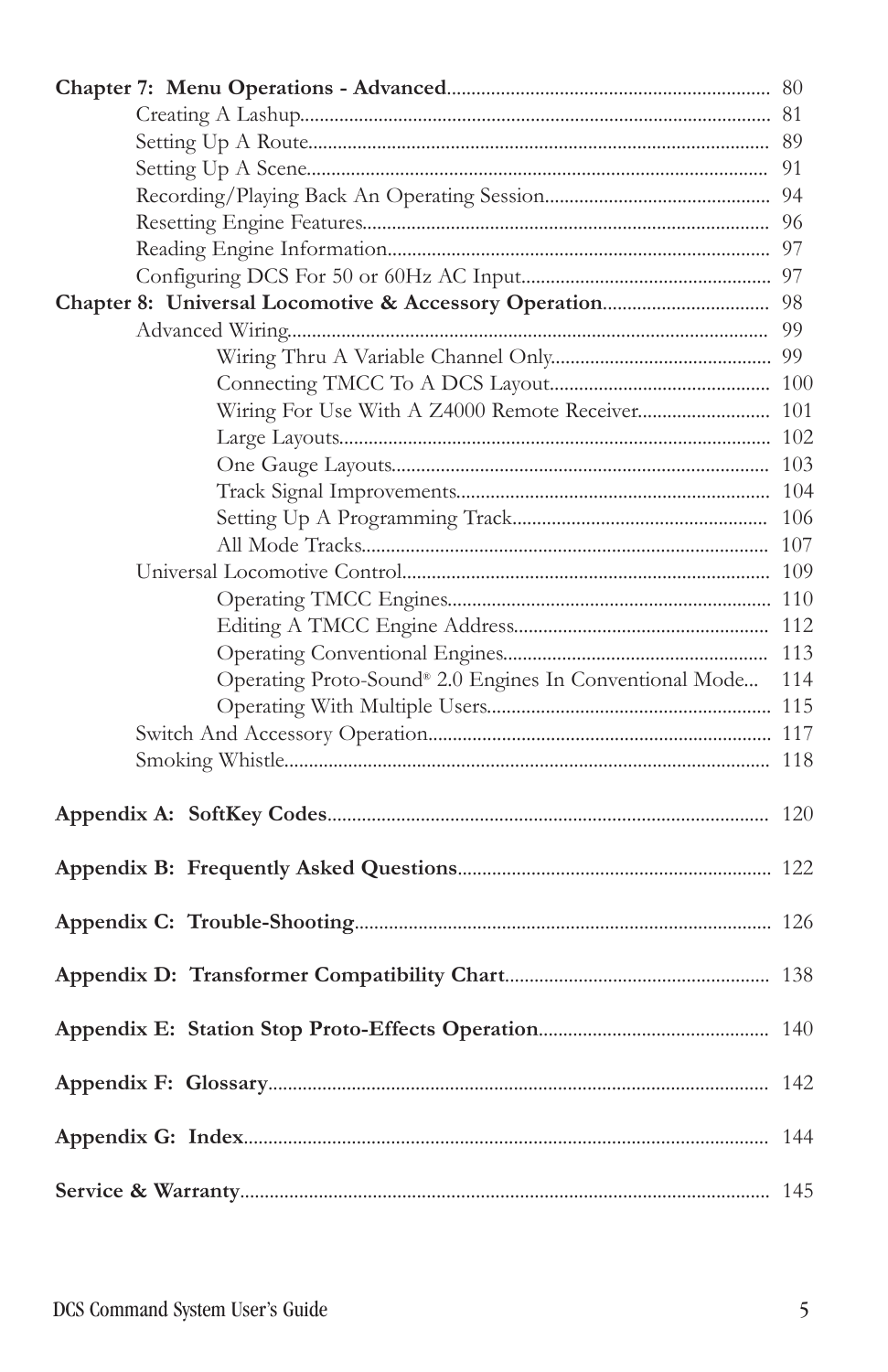| | |
|---|---|
| **Chapter 7: Menu Operations - Advanced** | 80 |
| Creating A Lashup | 81 |
| Setting Up A Route | 89 |
| Setting Up A Scene | 91 |
| Recording/Playing Back An Operating Session | 94 |
| Resetting Engine Features | 96 |
| Reading Engine Information | 97 |
| Configuring DCS For 50 or 60Hz AC Input | 97 |
| **Chapter 8: Universal Locomotive & Accessory Operation** | 98 |
| Advanced Wiring | 99 |
| Wiring Thru A Variable Channel Only | 99 |
| Connecting TMCC To A DCS Layout | 100 |
| Wiring For Use With A Z4000 Remote Receiver | 101 |
| Large Layouts | 102 |
| One Gauge Layouts | 103 |
| Track Signal Improvements | 104 |
| Setting Up A Programming Track | 106 |
| All Mode Tracks | 107 |
| Universal Locomotive Control | 109 |
| Operating TMCC Engines | 110 |
| Editing A TMCC Engine Address | 112 |
| Operating Conventional Engines | 113 |
| Operating Proto-Sound® 2.0 Engines In Conventional Mode... | 114 |
| Operating With Multiple Users | 115 |
| Switch And Accessory Operation | 117 |
| Smoking Whistle | 118 |
| **Appendix A: SoftKey Codes** | 120 |
| **Appendix B: Frequently Asked Questions** | 122 |
| **Appendix C: Trouble-Shooting** | 126 |
| **Appendix D: Transformer Compatibility Chart** | 138 |
| **Appendix E: Station Stop Proto-Effects Operation** | 140 |
| **Appendix F: Glossary** | 142 |
| **Appendix G: Index** | 144 |
| **Service & Warranty** | 145 |